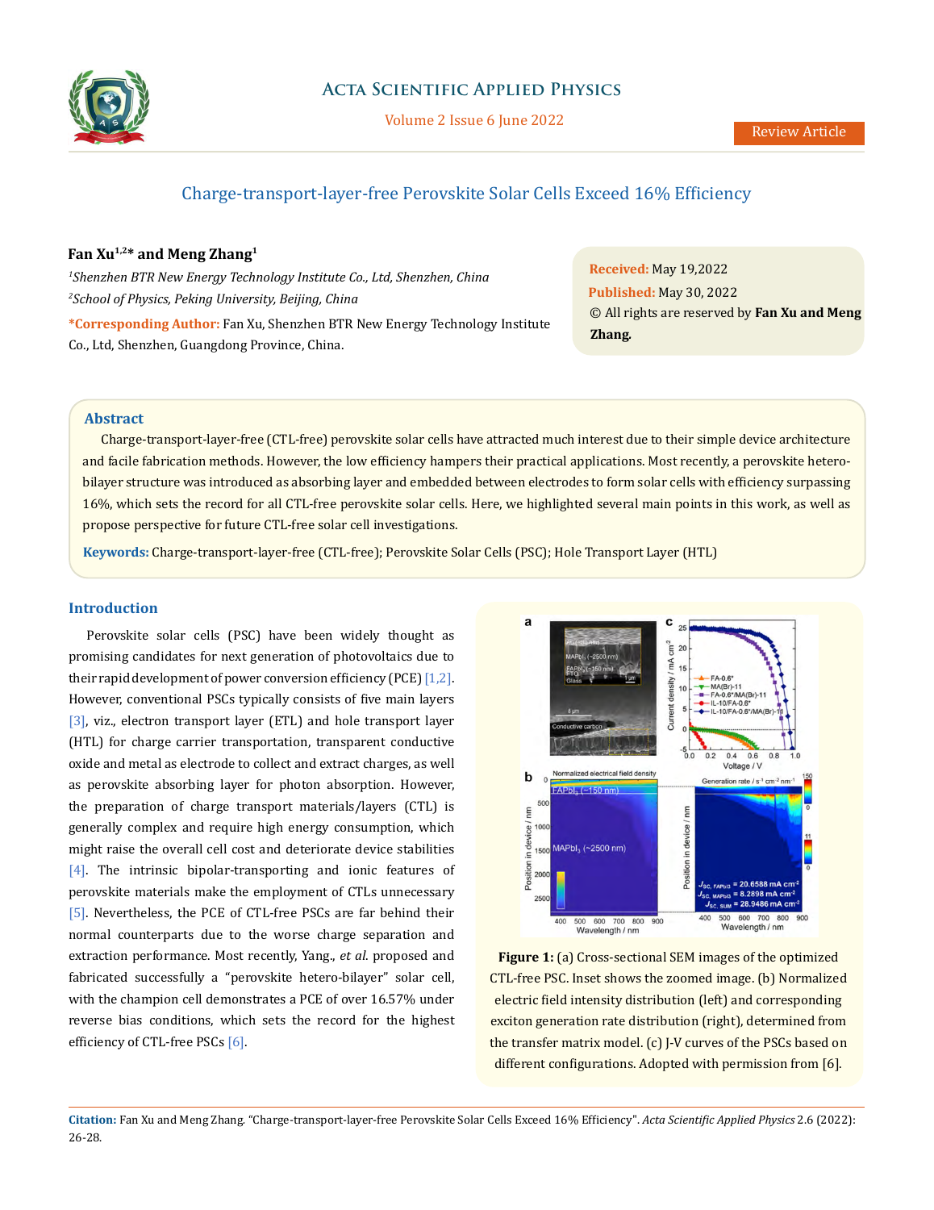# Charge-transport-layer-free Perovskite Solar Cells Exceed 16% Efficiency

**Fan Xu[1,2]* and Meng Zhang[1]**

*[1]Shenzhen BTR New Energy Technology Institute Co., Ltd, Shenzhen, China*
*[2]School of Physics, Peking University, Beijing, China*

***Corresponding Author:** Fan Xu, Shenzhen BTR New Energy Technology Institute Co., Ltd, Shenzhen, Guangdong Province, China.

**Received:** May 19,2022
**Published:** May 30, 2022
© All rights are reserved by **Fan Xu and Meng Zhang.**

## Abstract

Charge-transport-layer-free (CTL-free) perovskite solar cells have attracted much interest due to their simple device architecture and facile fabrication methods. However, the low efficiency hampers their practical applications. Most recently, a perovskite hetero-bilayer structure was introduced as absorbing layer and embedded between electrodes to form solar cells with efficiency surpassing 16%, which sets the record for all CTL-free perovskite solar cells. Here, we highlighted several main points in this work, as well as propose perspective for future CTL-free solar cell investigations.

**Keywords:** Charge-transport-layer-free (CTL-free); Perovskite Solar Cells (PSC); Hole Transport Layer (HTL)

## Introduction

Perovskite solar cells (PSC) have been widely thought as promising candidates for next generation of photovoltaics due to their rapid development of power conversion efficiency (PCE) [1,2]. However, conventional PSCs typically consists of five main layers [3], viz., electron transport layer (ETL) and hole transport layer (HTL) for charge carrier transportation, transparent conductive oxide and metal as electrode to collect and extract charges, as well as perovskite absorbing layer for photon absorption. However, the preparation of charge transport materials/layers (CTL) is generally complex and require high energy consumption, which might raise the overall cell cost and deteriorate device stabilities [4]. The intrinsic bipolar-transporting and ionic features of perovskite materials make the employment of CTLs unnecessary [5]. Nevertheless, the PCE of CTL-free PSCs are far behind their normal counterparts due to the worse charge separation and extraction performance. Most recently, Yang., *et al.* proposed and fabricated successfully a "perovskite hetero-bilayer" solar cell, with the champion cell demonstrates a PCE of over 16.57% under reverse bias conditions, which sets the record for the highest efficiency of CTL-free PSCs [6].

**Figure 1:** (a) Cross-sectional SEM images of the optimized CTL-free PSC. Inset shows the zoomed image. (b) Normalized electric field intensity distribution (left) and corresponding exciton generation rate distribution (right), determined from the transfer matrix model. (c) J-V curves of the PSCs based on different configurations. Adopted with permission from [6].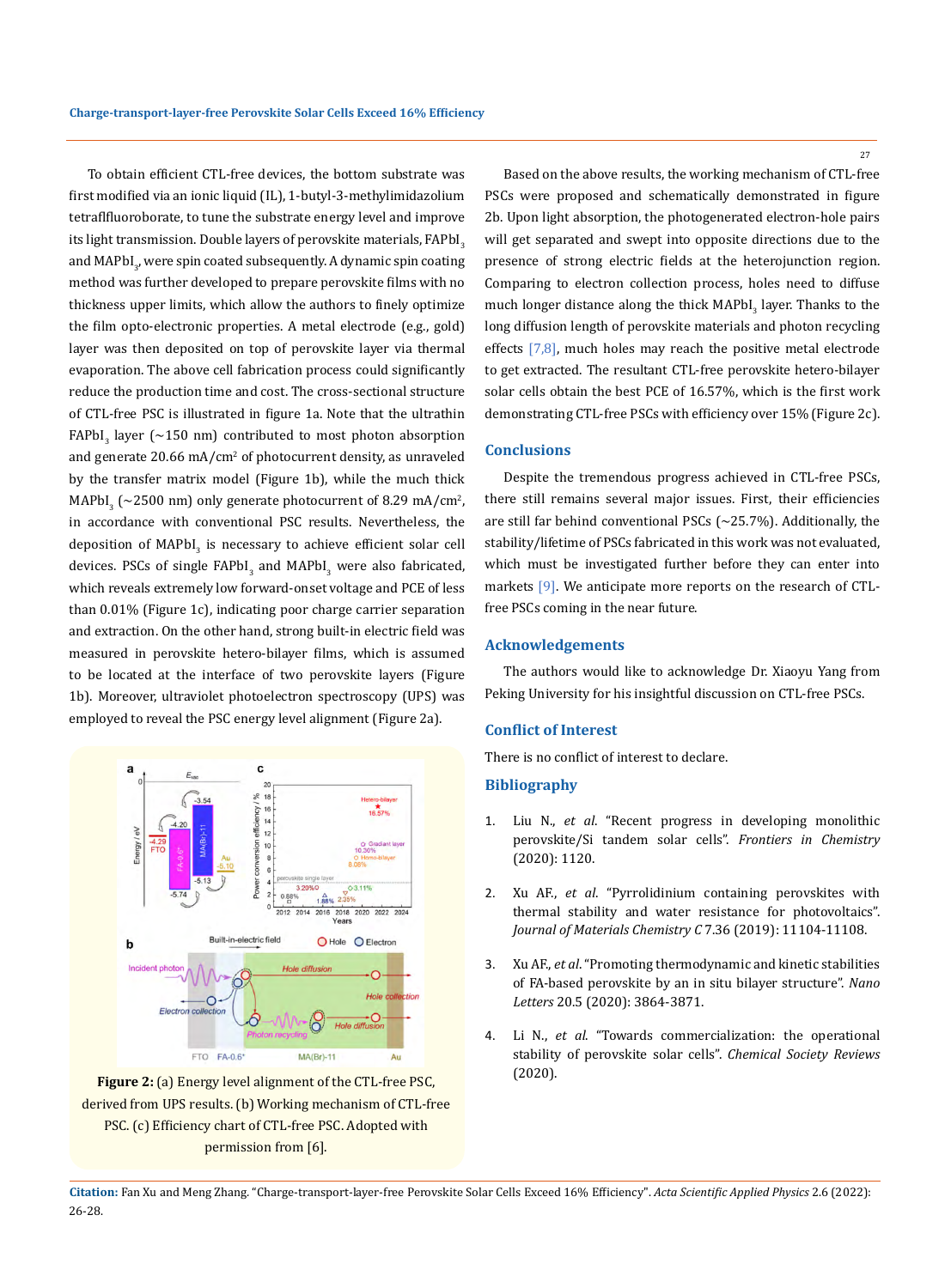To obtain efficient CTL-free devices, the bottom substrate was first modified via an ionic liquid (IL), 1-butyl-3-methylimidazolium tetrafluoroborate, to tune the bottom substrate energy level and improve its light transmission. Double layers of perovskite materials, $FAPbI_3$ and $MAPbI_3$, were spin coated subsequently. A dynamic spin coating method was further developed to prepare perovskite films with no thickness upper limits, which allow the authors to finely optimize the film opto-electronic properties. A metal electrode (e.g., gold) layer was then deposited on top of perovskite layer via thermal evaporation. The above cell fabrication process could significantly reduce the production time and cost. The cross-sectional structure of CTL-free PSC is illustrated in figure 1a. Note that the ultrathin $FAPbI_3$ layer (~150 nm) contributed to most photon absorption and generate 20.66 mA/cm$^2$ of photocurrent density, as unraveled by the transfer matrix model (Figure 1b), while the much thick $MAPbI_3$ (~2500 nm) only generate photocurrent of 8.29 mA/cm$^2$, in accordance with conventional PSC results. Nevertheless, the deposition of $MAPbI_3$ is necessary to achieve efficient solar cell devices. PSCs of single $FAPbI_3$ and $MAPbI_3$ were also fabricated, which reveals extremely low forward-onset voltage and PCE of less than 0.01% (Figure 1c), indicating poor charge carrier separation and extraction. On the other hand, strong built-in electric field was measured in perovskite hetero-bilayer films, which is assumed to be located at the interface of two perovskite layers (Figure 1b). Moreover, ultraviolet photoelectron spectroscopy (UPS) was employed to reveal the PSC energy level alignment (Figure 2a).

**Figure 2:** (a) Energy level alignment of the CTL-free PSC, derived from UPS results. (b) Working mechanism of CTL-free PSC. (c) Efficiency chart of CTL-free PSC. Adopted with permission from [6].

Based on the above results, the working mechanism of CTL-free PSCs were proposed and schematically demonstrated in figure 2b. Upon light absorption, the photogenerated electron-hole pairs will get separated and swept into opposite directions due to the presence of strong electric fields at the heterojunction region. Comparing to electron collection process, holes need to diffuse much longer distance along the thick $MAPbI_3$ layer. Thanks to the long diffusion length of perovskite materials and photon recycling effects [7,8], much holes may reach the positive metal electrode to get extracted. The resultant CTL-free perovskite hetero-bilayer solar cells obtain the best PCE of 16.57%, which is the first work demonstrating CTL-free PSCs with efficiency over 15% (Figure 2c).

## Conclusions

Despite the tremendous progress achieved in CTL-free PSCs, there still remains several major issues. First, their efficiencies are still far behind conventional PSCs (~25.7%). Additionally, the stability/lifetime of PSCs fabricated in this work was not evaluated, which must be investigated further before they can enter into markets [9]. We anticipate more reports on the research of CTL-free PSCs coming in the near future.

## Acknowledgements

The authors would like to acknowledge Dr. Xiaoyu Yang from Peking University for his insightful discussion on CTL-free PSCs.

## Conflict of Interest

There is no conflict of interest to declare.

## Bibliography

1. Liu N., *et al*. "Recent progress in developing monolithic perovskite/Si tandem solar cells". *Frontiers in Chemistry* (2020): 1120.
2. Xu AF., *et al*. "Pyrrolidinium containing perovskites with thermal stability and water resistance for photovoltaics". *Journal of Materials Chemistry C* 7.36 (2019): 11104-11108.
3. Xu AF., *et al*. "Promoting thermodynamic and kinetic stabilities of FA-based perovskite by an in situ bilayer structure". *Nano Letters* 20.5 (2020): 3864-3871.
4. Li N., *et al*. "Towards commercialization: the operational stability of perovskite solar cells". *Chemical Society Reviews* (2020).

**Citation:** Fan Xu and Meng Zhang. "Charge-transport-layer-free Perovskite Solar Cells Exceed 16% Efficiency". *Acta Scientific Applied Physics* 2.6 (2022): 26-28.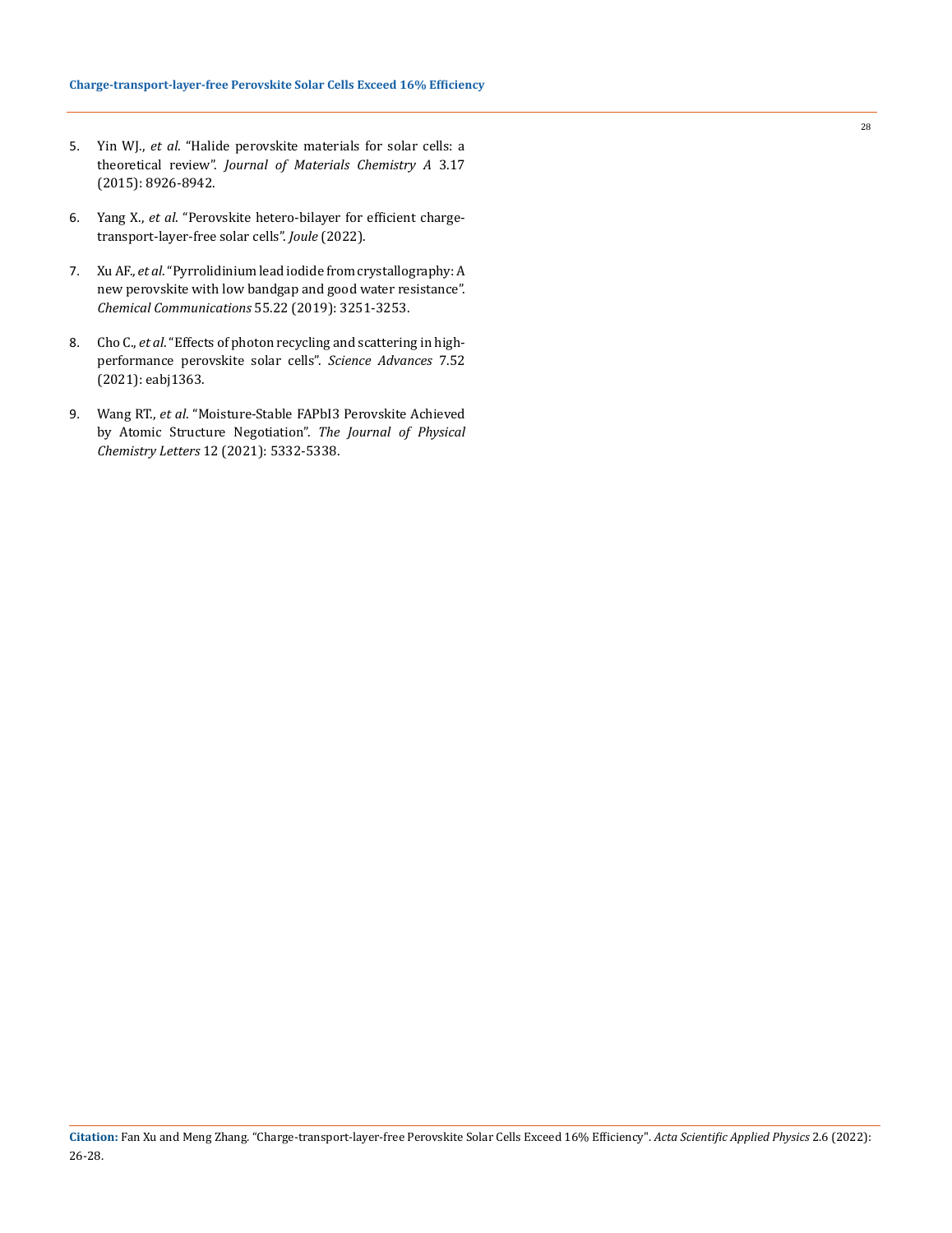5. Yin WJ., *et al*. "Halide perovskite materials for solar cells: a theoretical review". *Journal of Materials Chemistry A* 3.17 (2015): 8926-8942.

6. Yang X., *et al*. "Perovskite hetero-bilayer for efficient charge-transport-layer-free solar cells". *Joule* (2022).

7. Xu AF., *et al*. "Pyrrolidinium lead iodide from crystallography: A new perovskite with low bandgap and good water resistance". *Chemical Communications* 55.22 (2019): 3251-3253.

8. Cho C., *et al*. "Effects of photon recycling and scattering in high-performance perovskite solar cells". *Science Advances* 7.52 (2021): eabj1363.

9. Wang RT., *et al*. "Moisture-Stable FAPbI3 Perovskite Achieved by Atomic Structure Negotiation". *The Journal of Physical Chemistry Letters* 12 (2021): 5332-5338.